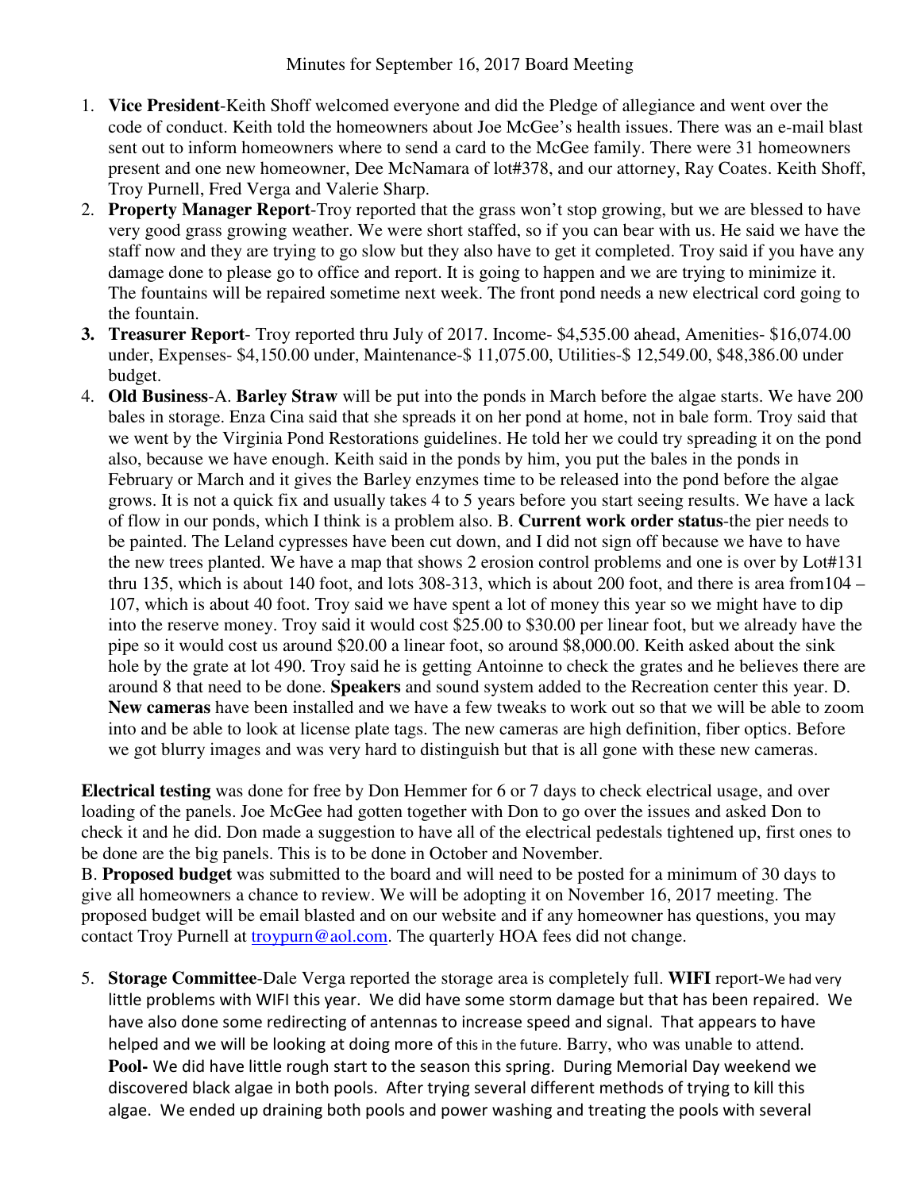Minutes for September 16, 2017 Board Meeting

1. **Vice President**-Keith Shoff welcomed everyone and did the Pledge of allegiance and went over the code of conduct. Keith told the homeowners about Joe McGee's health issues. There was an e-mail blast sent out to inform homeowners where to send a card to the McGee family. There were 31 homeowners present and one new homeowner, Dee McNamara of lot#378, and our attorney, Ray Coates. Keith Shoff, Troy Purnell, Fred Verga and Valerie Sharp.
2. **Property Manager Report**-Troy reported that the grass won't stop growing, but we are blessed to have very good grass growing weather. We were short staffed, so if you can bear with us. He said we have the staff now and they are trying to go slow but they also have to get it completed. Troy said if you have any damage done to please go to office and report. It is going to happen and we are trying to minimize it. The fountains will be repaired sometime next week. The front pond needs a new electrical cord going to the fountain.
3. **Treasurer Report**- Troy reported thru July of 2017. Income- $4,535.00 ahead, Amenities- $16,074.00 under, Expenses- $4,150.00 under, Maintenance-$ 11,075.00, Utilities-$ 12,549.00, $48,386.00 under budget.
4. **Old Business**-A. **Barley Straw** will be put into the ponds in March before the algae starts. We have 200 bales in storage. Enza Cina said that she spreads it on her pond at home, not in bale form. Troy said that we went by the Virginia Pond Restorations guidelines. He told her we could try spreading it on the pond also, because we have enough. Keith said in the ponds by him, you put the bales in the ponds in February or March and it gives the Barley enzymes time to be released into the pond before the algae grows. It is not a quick fix and usually takes 4 to 5 years before you start seeing results. We have a lack of flow in our ponds, which I think is a problem also. B. **Current work order status**-the pier needs to be painted. The Leland cypresses have been cut down, and I did not sign off because we have to have the new trees planted. We have a map that shows 2 erosion control problems and one is over by Lot#131 thru 135, which is about 140 foot, and lots 308-313, which is about 200 foot, and there is area from104 – 107, which is about 40 foot. Troy said we have spent a lot of money this year so we might have to dip into the reserve money. Troy said it would cost $25.00 to $30.00 per linear foot, but we already have the pipe so it would cost us around $20.00 a linear foot, so around $8,000.00. Keith asked about the sink hole by the grate at lot 490. Troy said he is getting Antoinne to check the grates and he believes there are around 8 that need to be done. **Speakers** and sound system added to the Recreation center this year. D. **New cameras** have been installed and we have a few tweaks to work out so that we will be able to zoom into and be able to look at license plate tags. The new cameras are high definition, fiber optics. Before we got blurry images and was very hard to distinguish but that is all gone with these new cameras.

**Electrical testing** was done for free by Don Hemmer for 6 or 7 days to check electrical usage, and over loading of the panels. Joe McGee had gotten together with Don to go over the issues and asked Don to check it and he did. Don made a suggestion to have all of the electrical pedestals tightened up, first ones to be done are the big panels. This is to be done in October and November.

B. **Proposed budget** was submitted to the board and will need to be posted for a minimum of 30 days to give all homeowners a chance to review. We will be adopting it on November 16, 2017 meeting. The proposed budget will be email blasted and on our website and if any homeowner has questions, you may contact Troy Purnell at troypurn@aol.com. The quarterly HOA fees did not change.

5. **Storage Committee**-Dale Verga reported the storage area is completely full. **WIFI** report-We had very little problems with WIFI this year. We did have some storm damage but that has been repaired. We have also done some redirecting of antennas to increase speed and signal. That appears to have helped and we will be looking at doing more of this in the future. Barry, who was unable to attend. **Pool-** We did have little rough start to the season this spring. During Memorial Day weekend we discovered black algae in both pools. After trying several different methods of trying to kill this algae. We ended up draining both pools and power washing and treating the pools with several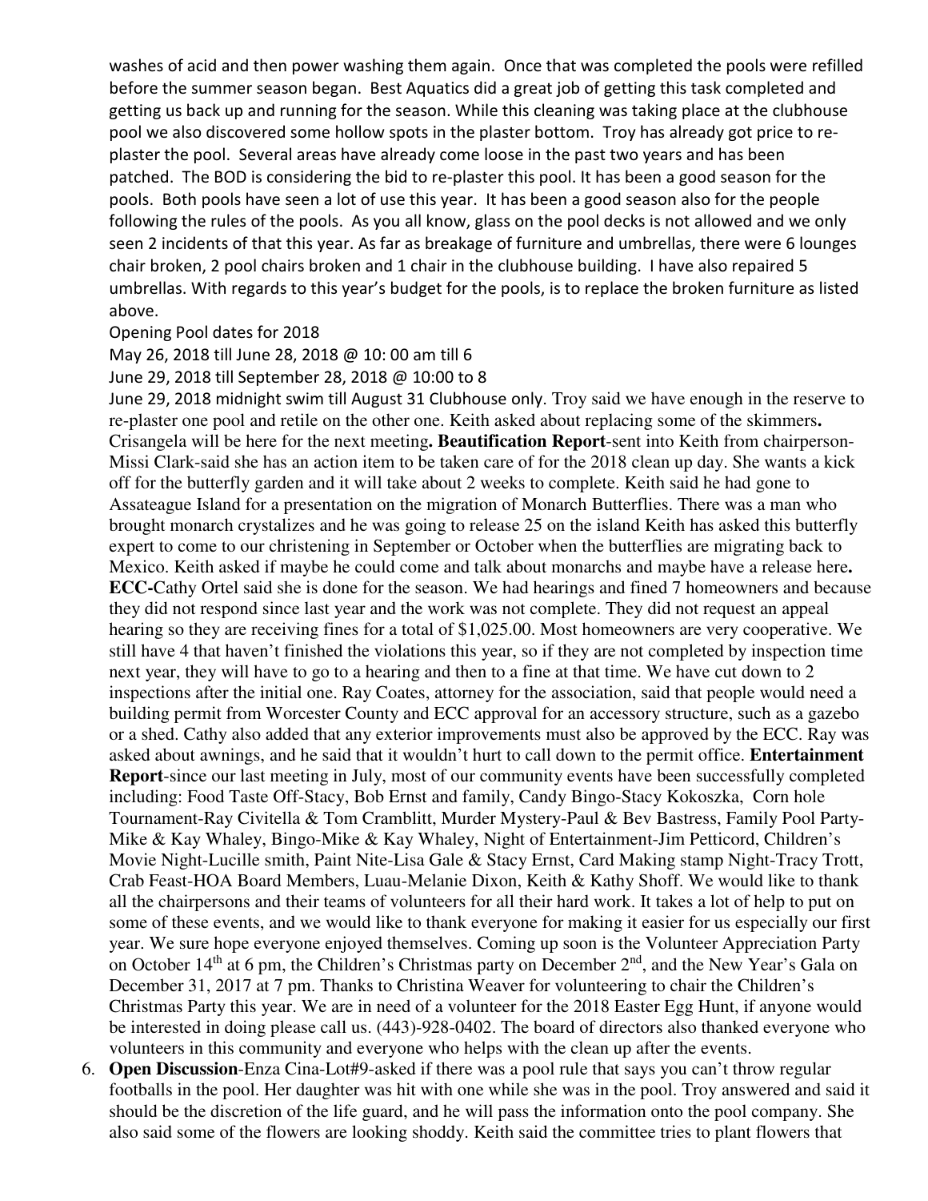washes of acid and then power washing them again. Once that was completed the pools were refilled before the summer season began. Best Aquatics did a great job of getting this task completed and getting us back up and running for the season. While this cleaning was taking place at the clubhouse pool we also discovered some hollow spots in the plaster bottom. Troy has already got price to re-plaster the pool. Several areas have already come loose in the past two years and has been patched. The BOD is considering the bid to re-plaster this pool. It has been a good season for the pools. Both pools have seen a lot of use this year. It has been a good season also for the people following the rules of the pools. As you all know, glass on the pool decks is not allowed and we only seen 2 incidents of that this year. As far as breakage of furniture and umbrellas, there were 6 lounges chair broken, 2 pool chairs broken and 1 chair in the clubhouse building. I have also repaired 5 umbrellas. With regards to this year's budget for the pools, is to replace the broken furniture as listed above.

Opening Pool dates for 2018

May 26, 2018 till June 28, 2018 @ 10: 00 am till 6

June 29, 2018 till September 28, 2018 @ 10:00 to 8

June 29, 2018 midnight swim till August 31 Clubhouse only. Troy said we have enough in the reserve to re-plaster one pool and retile on the other one. Keith asked about replacing some of the skimmers**.** Crisangela will be here for the next meeting**. Beautification Report**-sent into Keith from chairperson-Missi Clark-said she has an action item to be taken care of for the 2018 clean up day. She wants a kick off for the butterfly garden and it will take about 2 weeks to complete. Keith said he had gone to Assateague Island for a presentation on the migration of Monarch Butterflies. There was a man who brought monarch crystalizes and he was going to release 25 on the island Keith has asked this butterfly expert to come to our christening in September or October when the butterflies are migrating back to Mexico. Keith asked if maybe he could come and talk about monarchs and maybe have a release here**. ECC-**Cathy Ortel said she is done for the season. We had hearings and fined 7 homeowners and because they did not respond since last year and the work was not complete. They did not request an appeal hearing so they are receiving fines for a total of $1,025.00. Most homeowners are very cooperative. We still have 4 that haven't finished the violations this year, so if they are not completed by inspection time next year, they will have to go to a hearing and then to a fine at that time. We have cut down to 2 inspections after the initial one. Ray Coates, attorney for the association, said that people would need a building permit from Worcester County and ECC approval for an accessory structure, such as a gazebo or a shed. Cathy also added that any exterior improvements must also be approved by the ECC. Ray was asked about awnings, and he said that it wouldn't hurt to call down to the permit office. **Entertainment Report**-since our last meeting in July, most of our community events have been successfully completed including: Food Taste Off-Stacy, Bob Ernst and family, Candy Bingo-Stacy Kokoszka, Corn hole Tournament-Ray Civitella & Tom Cramblitt, Murder Mystery-Paul & Bev Bastress, Family Pool Party-Mike & Kay Whaley, Bingo-Mike & Kay Whaley, Night of Entertainment-Jim Petticord, Children's Movie Night-Lucille smith, Paint Nite-Lisa Gale & Stacy Ernst, Card Making stamp Night-Tracy Trott, Crab Feast-HOA Board Members, Luau-Melanie Dixon, Keith & Kathy Shoff. We would like to thank all the chairpersons and their teams of volunteers for all their hard work. It takes a lot of help to put on some of these events, and we would like to thank everyone for making it easier for us especially our first year. We sure hope everyone enjoyed themselves. Coming up soon is the Volunteer Appreciation Party on October 14th at 6 pm, the Children's Christmas party on December 2nd, and the New Year's Gala on December 31, 2017 at 7 pm. Thanks to Christina Weaver for volunteering to chair the Children's Christmas Party this year. We are in need of a volunteer for the 2018 Easter Egg Hunt, if anyone would be interested in doing please call us. (443)-928-0402. The board of directors also thanked everyone who volunteers in this community and everyone who helps with the clean up after the events.

6. **Open Discussion**-Enza Cina-Lot#9-asked if there was a pool rule that says you can't throw regular footballs in the pool. Her daughter was hit with one while she was in the pool. Troy answered and said it should be the discretion of the life guard, and he will pass the information onto the pool company. She also said some of the flowers are looking shoddy. Keith said the committee tries to plant flowers that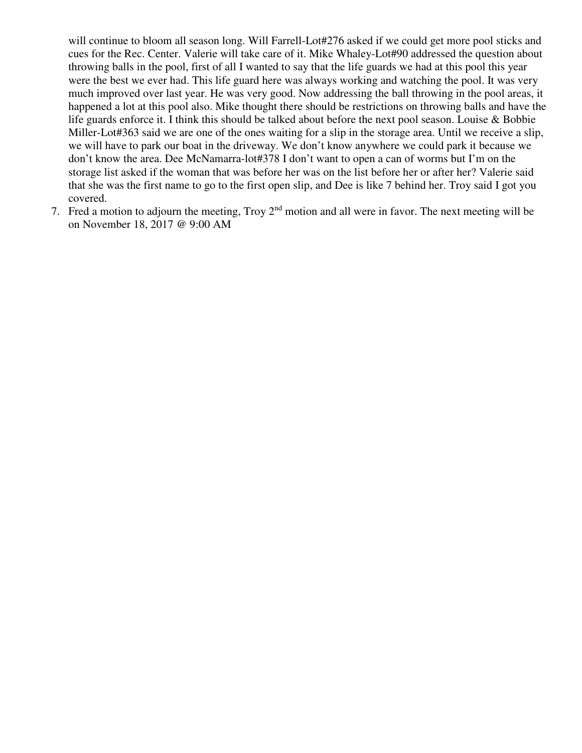will continue to bloom all season long. Will Farrell-Lot#276 asked if we could get more pool sticks and cues for the Rec. Center. Valerie will take care of it. Mike Whaley-Lot#90 addressed the question about throwing balls in the pool, first of all I wanted to say that the life guards we had at this pool this year were the best we ever had. This life guard here was always working and watching the pool. It was very much improved over last year. He was very good. Now addressing the ball throwing in the pool areas, it happened a lot at this pool also. Mike thought there should be restrictions on throwing balls and have the life guards enforce it. I think this should be talked about before the next pool season. Louise & Bobbie Miller-Lot#363 said we are one of the ones waiting for a slip in the storage area. Until we receive a slip, we will have to park our boat in the driveway. We don't know anywhere we could park it because we don't know the area. Dee McNamarra-lot#378 I don't want to open a can of worms but I'm on the storage list asked if the woman that was before her was on the list before her or after her? Valerie said that she was the first name to go to the first open slip, and Dee is like 7 behind her. Troy said I got you covered.

7. Fred a motion to adjourn the meeting, Troy 2nd motion and all were in favor. The next meeting will be on November 18, 2017 @ 9:00 AM